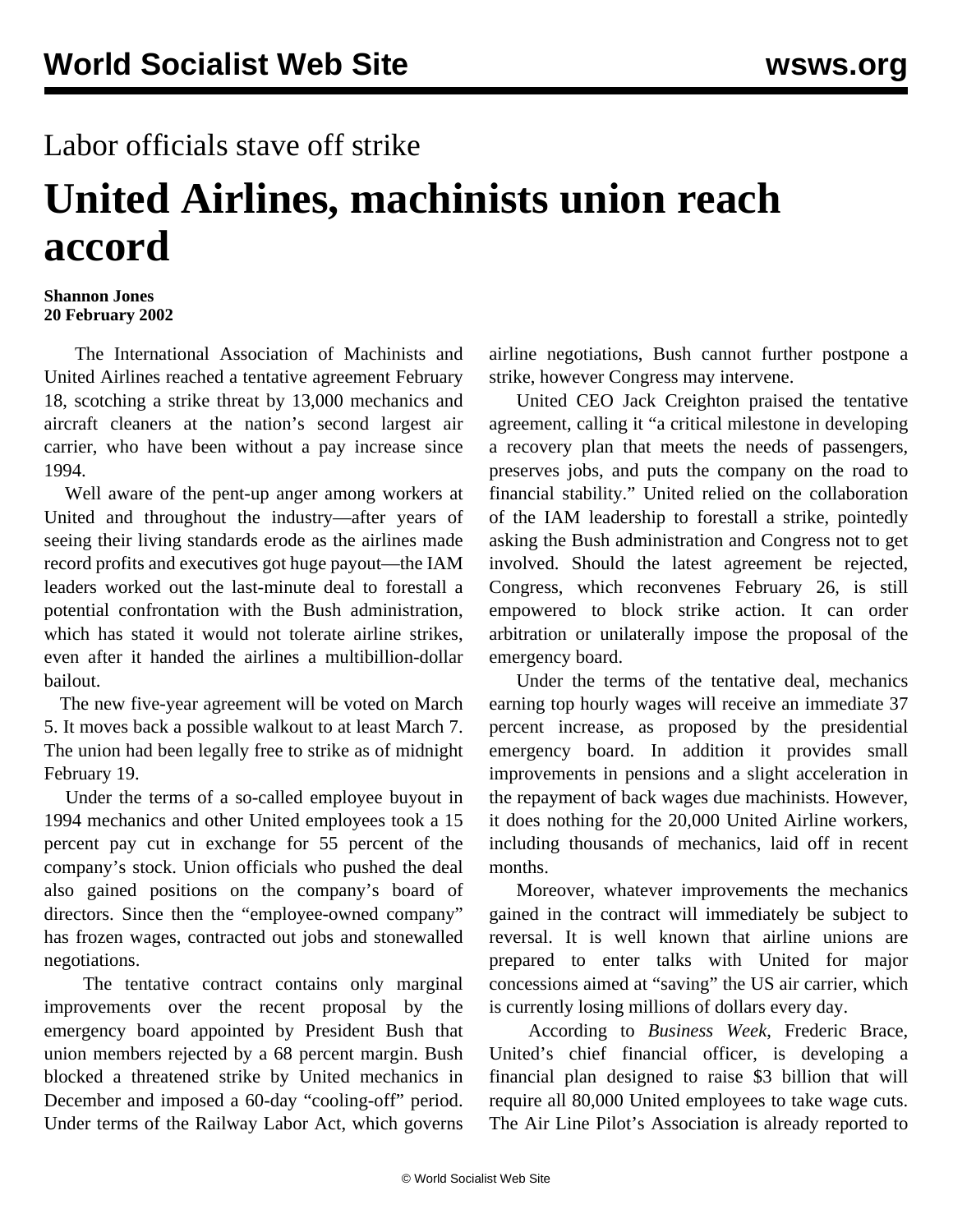Labor officials stave off strike

# United Airlines, machinists union reach accord

**Shannon Jones**
**20 February 2002**

The International Association of Machinists and United Airlines reached a tentative agreement February 18, scotching a strike threat by 13,000 mechanics and aircraft cleaners at the nation's second largest air carrier, who have been without a pay increase since 1994.

Well aware of the pent-up anger among workers at United and throughout the industry—after years of seeing their living standards erode as the airlines made record profits and executives got huge payout—the IAM leaders worked out the last-minute deal to forestall a potential confrontation with the Bush administration, which has stated it would not tolerate airline strikes, even after it handed the airlines a multibillion-dollar bailout.

The new five-year agreement will be voted on March 5. It moves back a possible walkout to at least March 7. The union had been legally free to strike as of midnight February 19.

Under the terms of a so-called employee buyout in 1994 mechanics and other United employees took a 15 percent pay cut in exchange for 55 percent of the company's stock. Union officials who pushed the deal also gained positions on the company's board of directors. Since then the "employee-owned company" has frozen wages, contracted out jobs and stonewalled negotiations.

The tentative contract contains only marginal improvements over the recent proposal by the emergency board appointed by President Bush that union members rejected by a 68 percent margin. Bush blocked a threatened strike by United mechanics in December and imposed a 60-day "cooling-off" period. Under terms of the Railway Labor Act, which governs airline negotiations, Bush cannot further postpone a strike, however Congress may intervene.

United CEO Jack Creighton praised the tentative agreement, calling it "a critical milestone in developing a recovery plan that meets the needs of passengers, preserves jobs, and puts the company on the road to financial stability." United relied on the collaboration of the IAM leadership to forestall a strike, pointedly asking the Bush administration and Congress not to get involved. Should the latest agreement be rejected, Congress, which reconvenes February 26, is still empowered to block strike action. It can order arbitration or unilaterally impose the proposal of the emergency board.

Under the terms of the tentative deal, mechanics earning top hourly wages will receive an immediate 37 percent increase, as proposed by the presidential emergency board. In addition it provides small improvements in pensions and a slight acceleration in the repayment of back wages due machinists. However, it does nothing for the 20,000 United Airline workers, including thousands of mechanics, laid off in recent months.

Moreover, whatever improvements the mechanics gained in the contract will immediately be subject to reversal. It is well known that airline unions are prepared to enter talks with United for major concessions aimed at "saving" the US air carrier, which is currently losing millions of dollars every day.

According to *Business Week*, Frederic Brace, United's chief financial officer, is developing a financial plan designed to raise $3 billion that will require all 80,000 United employees to take wage cuts. The Air Line Pilot's Association is already reported to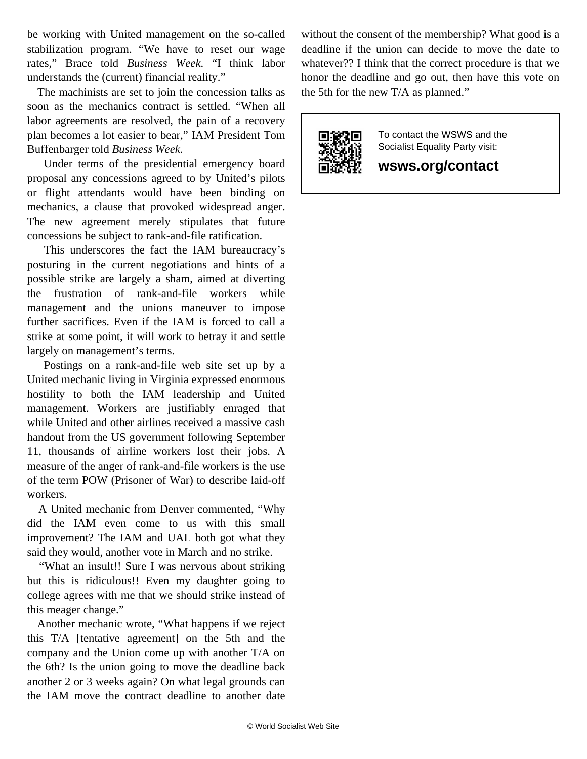be working with United management on the so-called stabilization program. "We have to reset our wage rates," Brace told *Business Week*. "I think labor understands the (current) financial reality."

The machinists are set to join the concession talks as soon as the mechanics contract is settled. "When all labor agreements are resolved, the pain of a recovery plan becomes a lot easier to bear," IAM President Tom Buffenbarger told *Business Week.*

Under terms of the presidential emergency board proposal any concessions agreed to by United's pilots or flight attendants would have been binding on mechanics, a clause that provoked widespread anger. The new agreement merely stipulates that future concessions be subject to rank-and-file ratification.

This underscores the fact the IAM bureaucracy's posturing in the current negotiations and hints of a possible strike are largely a sham, aimed at diverting the frustration of rank-and-file workers while management and the unions maneuver to impose further sacrifices. Even if the IAM is forced to call a strike at some point, it will work to betray it and settle largely on management's terms.

Postings on a rank-and-file web site set up by a United mechanic living in Virginia expressed enormous hostility to both the IAM leadership and United management. Workers are justifiably enraged that while United and other airlines received a massive cash handout from the US government following September 11, thousands of airline workers lost their jobs. A measure of the anger of rank-and-file workers is the use of the term POW (Prisoner of War) to describe laid-off workers.

A United mechanic from Denver commented, "Why did the IAM even come to us with this small improvement? The IAM and UAL both got what they said they would, another vote in March and no strike.

"What an insult!! Sure I was nervous about striking but this is ridiculous!! Even my daughter going to college agrees with me that we should strike instead of this meager change."

Another mechanic wrote, "What happens if we reject this T/A [tentative agreement] on the 5th and the company and the Union come up with another T/A on the 6th? Is the union going to move the deadline back another 2 or 3 weeks again? On what legal grounds can the IAM move the contract deadline to another date without the consent of the membership? What good is a deadline if the union can decide to move the date to whatever?? I think that the correct procedure is that we honor the deadline and go out, then have this vote on the 5th for the new T/A as planned."

To contact the WSWS and the Socialist Equality Party visit:

**wsws.org/contact**